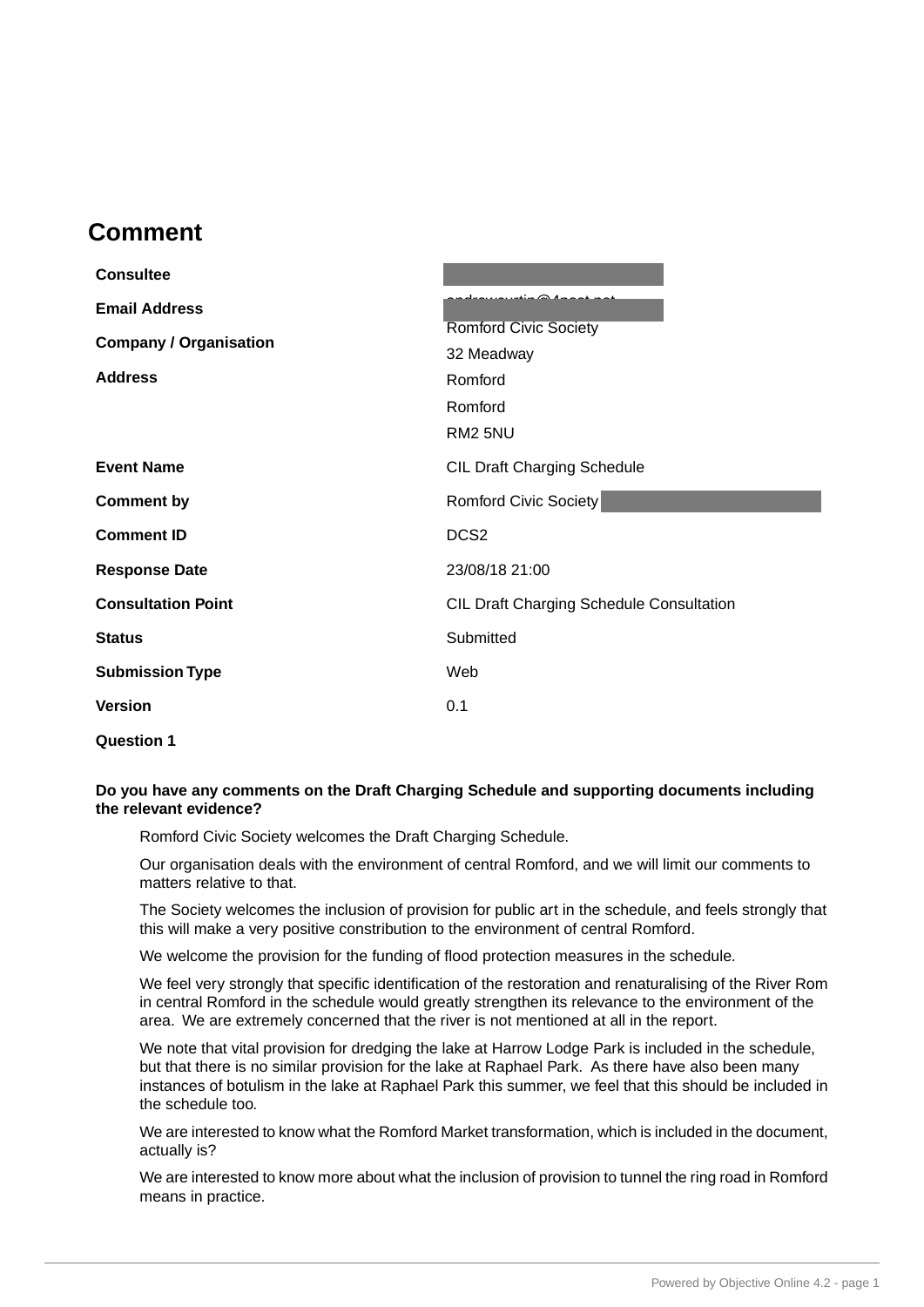## Comment

| | |
|---|---|
| **Consultee** | |
| **Email Address** | |
| **Company / Organisation** | Romford Civic Society |
| **Address** | 32 Meadway<br>Romford<br>Romford<br>RM2 5NU |
| **Event Name** | CIL Draft Charging Schedule |
| **Comment by** | Romford Civic Society |
| **Comment ID** | DCS2 |
| **Response Date** | 23/08/18 21:00 |
| **Consultation Point** | CIL Draft Charging Schedule Consultation |
| **Status** | Submitted |
| **Submission Type** | Web |
| **Version** | 0.1 |

**Question 1**

**Do you have any comments on the Draft Charging Schedule and supporting documents including the relevant evidence?**

Romford Civic Society welcomes the Draft Charging Schedule.

Our organisation deals with the environment of central Romford, and we will limit our comments to matters relative to that.

The Society welcomes the inclusion of provision for public art in the schedule, and feels strongly that this will make a very positive constribution to the environment of central Romford.

We welcome the provision for the funding of flood protection measures in the schedule.

We feel very strongly that specific identification of the restoration and renaturalising of the River Rom in central Romford in the schedule would greatly strengthen its relevance to the environment of the area. We are extremely concerned that the river is not mentioned at all in the report.

We note that vital provision for dredging the lake at Harrow Lodge Park is included in the schedule, but that there is no similar provision for the lake at Raphael Park. As there have also been many instances of botulism in the lake at Raphael Park this summer, we feel that this should be included in the schedule too.

We are interested to know what the Romford Market transformation, which is included in the document, actually is?

We are interested to know more about what the inclusion of provision to tunnel the ring road in Romford means in practice.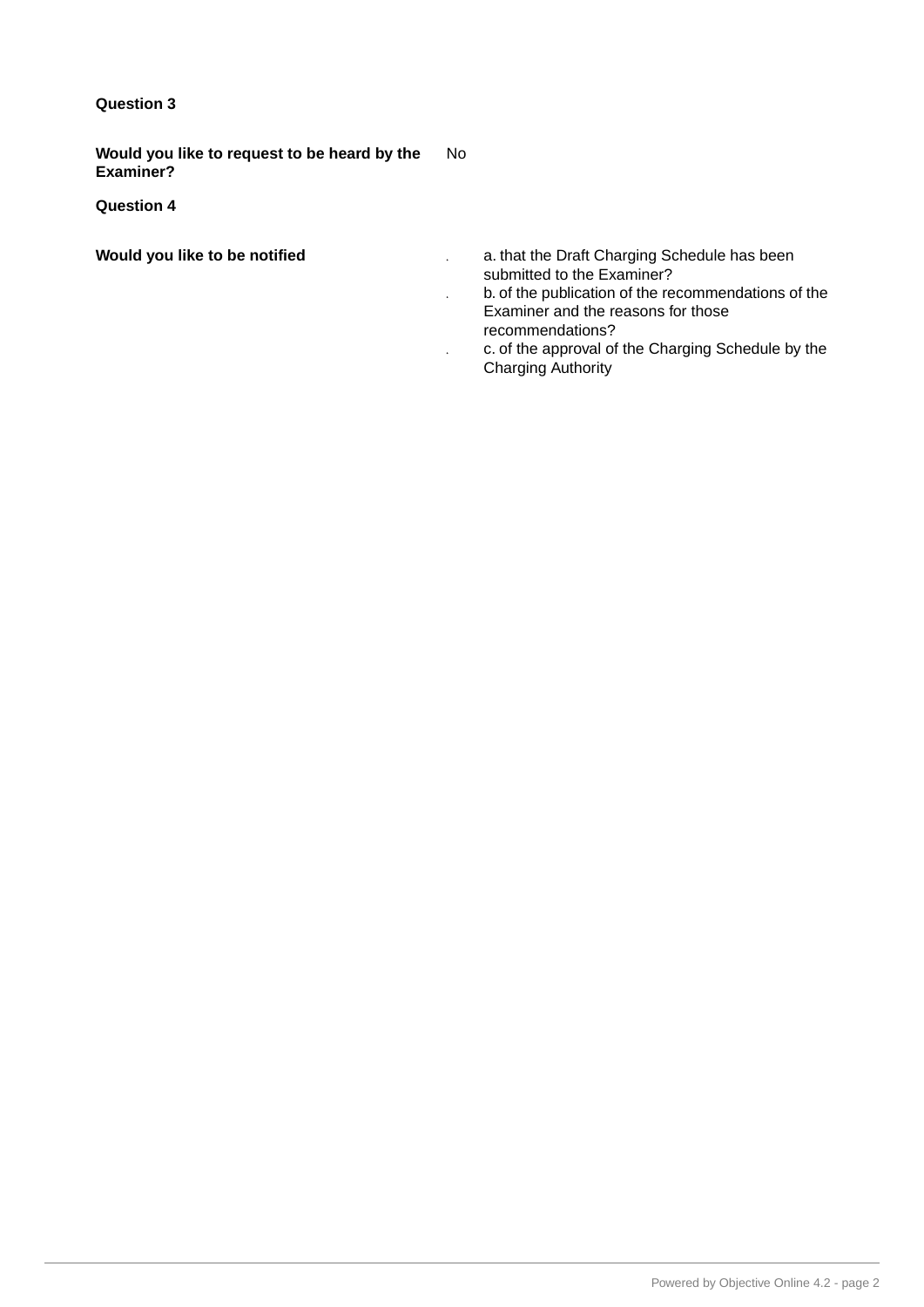**Question 3**

| | |
|---|---|
| **Would you like to request to be heard by the Examiner?** | No |

**Question 4**

| | |
|---|---|
| **Would you like to be notified** | a. that the Draft Charging Schedule has been submitted to the Examiner?<br>b. of the publication of the recommendations of the Examiner and the reasons for those recommendations?<br>c. of the approval of the Charging Schedule by the Charging Authority |